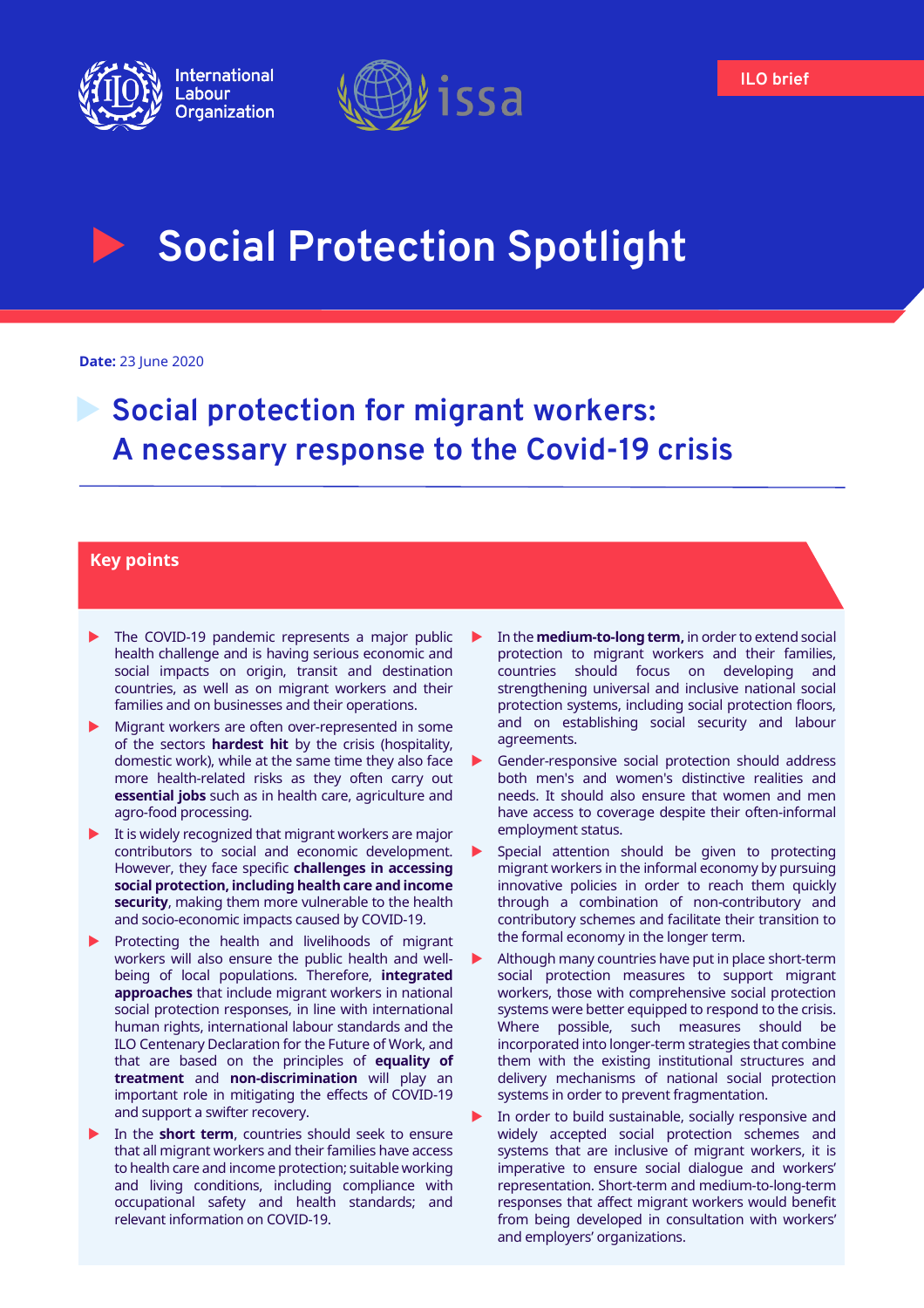International Labour Organization

issa

ILO brief

# Social Protection Spotlight

**Date:** 23 June 2020

## Social protection for migrant workers: A necessary response to the Covid-19 crisis

### Key points

- The COVID-19 pandemic represents a major public health challenge and is having serious economic and social impacts on origin, transit and destination countries, as well as on migrant workers and their families and on businesses and their operations.
- Migrant workers are often over-represented in some of the sectors **hardest hit** by the crisis (hospitality, domestic work), while at the same time they also face more health-related risks as they often carry out **essential jobs** such as in health care, agriculture and agro-food processing.
- It is widely recognized that migrant workers are major contributors to social and economic development. However, they face specific **challenges in accessing social protection, including health care and income security**, making them more vulnerable to the health and socio-economic impacts caused by COVID-19.
- Protecting the health and livelihoods of migrant workers will also ensure the public health and well-being of local populations. Therefore, **integrated approaches** that include migrant workers in national social protection responses, in line with international human rights, international labour standards and the ILO Centenary Declaration for the Future of Work, and that are based on the principles of **equality of treatment** and **non-discrimination** will play an important role in mitigating the effects of COVID-19 and support a swifter recovery.
- In the **short term**, countries should seek to ensure that all migrant workers and their families have access to health care and income protection; suitable working and living conditions, including compliance with occupational safety and health standards; and relevant information on COVID-19.
- In the **medium-to-long term,** in order to extend social protection to migrant workers and their families, countries should focus on developing and strengthening universal and inclusive national social protection systems, including social protection floors, and on establishing social security and labour agreements.
- Gender-responsive social protection should address both men's and women's distinctive realities and needs. It should also ensure that women and men have access to coverage despite their often-informal employment status.
- Special attention should be given to protecting migrant workers in the informal economy by pursuing innovative policies in order to reach them quickly through a combination of non-contributory and contributory schemes and facilitate their transition to the formal economy in the longer term.
- Although many countries have put in place short-term social protection measures to support migrant workers, those with comprehensive social protection systems were better equipped to respond to the crisis. Where possible, such measures should be incorporated into longer-term strategies that combine them with the existing institutional structures and delivery mechanisms of national social protection systems in order to prevent fragmentation.
- In order to build sustainable, socially responsive and widely accepted social protection schemes and systems that are inclusive of migrant workers, it is imperative to ensure social dialogue and workers' representation. Short-term and medium-to-long-term responses that affect migrant workers would benefit from being developed in consultation with workers' and employers' organizations.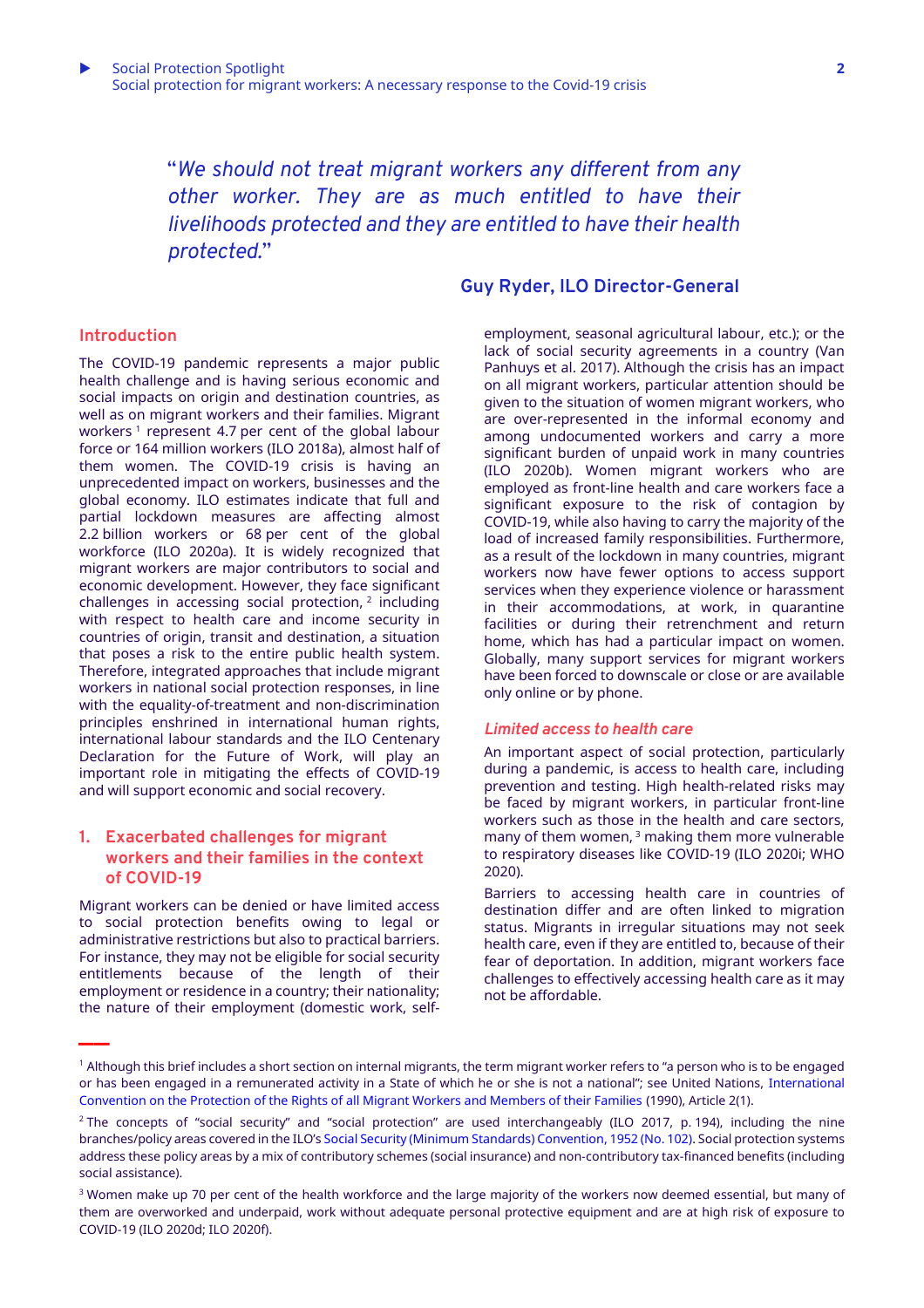"*We should not treat migrant workers any different from any other worker. They are as much entitled to have their livelihoods protected and they are entitled to have their health protected.*"

**Guy Ryder, ILO Director-General**

## Introduction

The COVID-19 pandemic represents a major public health challenge and is having serious economic and social impacts on origin and destination countries, as well as on migrant workers and their families. Migrant workers [1] represent 4.7 per cent of the global labour force or 164 million workers (ILO 2018a), almost half of them women. The COVID-19 crisis is having an unprecedented impact on workers, businesses and the global economy. ILO estimates indicate that full and partial lockdown measures are affecting almost 2.2 billion workers or 68 per cent of the global workforce (ILO 2020a). It is widely recognized that migrant workers are major contributors to social and economic development. However, they face significant challenges in accessing social protection, [2] including with respect to health care and income security in countries of origin, transit and destination, a situation that poses a risk to the entire public health system. Therefore, integrated approaches that include migrant workers in national social protection responses, in line with the equality-of-treatment and non-discrimination principles enshrined in international human rights, international labour standards and the ILO Centenary Declaration for the Future of Work, will play an important role in mitigating the effects of COVID-19 and will support economic and social recovery.

## 1. Exacerbated challenges for migrant workers and their families in the context of COVID-19

Migrant workers can be denied or have limited access to social protection benefits owing to legal or administrative restrictions but also to practical barriers. For instance, they may not be eligible for social security entitlements because of the length of their employment or residence in a country; their nationality; the nature of their employment (domestic work, self-employment, seasonal agricultural labour, etc.); or the lack of social security agreements in a country (Van Panhuys et al. 2017). Although the crisis has an impact on all migrant workers, particular attention should be given to the situation of women migrant workers, who are over-represented in the informal economy and among undocumented workers and carry a more significant burden of unpaid work in many countries (ILO 2020b). Women migrant workers who are employed as front-line health and care workers face a significant exposure to the risk of contagion by COVID-19, while also having to carry the majority of the load of increased family responsibilities. Furthermore, as a result of the lockdown in many countries, migrant workers now have fewer options to access support services when they experience violence or harassment in their accommodations, at work, in quarantine facilities or during their retrenchment and return home, which has had a particular impact on women. Globally, many support services for migrant workers have been forced to downscale or close or are available only online or by phone.

### *Limited access to health care*

An important aspect of social protection, particularly during a pandemic, is access to health care, including prevention and testing. High health-related risks may be faced by migrant workers, in particular front-line workers such as those in the health and care sectors, many of them women, [3] making them more vulnerable to respiratory diseases like COVID-19 (ILO 2020i; WHO 2020).

Barriers to accessing health care in countries of destination differ and are often linked to migration status. Migrants in irregular situations may not seek health care, even if they are entitled to, because of their fear of deportation. In addition, migrant workers face challenges to effectively accessing health care as it may not be affordable.

---

[1] Although this brief includes a short section on internal migrants, the term migrant worker refers to "a person who is to be engaged or has been engaged in a remunerated activity in a State of which he or she is not a national"; see United Nations, International Convention on the Protection of the Rights of all Migrant Workers and Members of their Families (1990), Article 2(1).

[2] The concepts of "social security" and "social protection" are used interchangeably (ILO 2017, p. 194), including the nine branches/policy areas covered in the ILO's Social Security (Minimum Standards) Convention, 1952 (No. 102). Social protection systems address these policy areas by a mix of contributory schemes (social insurance) and non-contributory tax-financed benefits (including social assistance).

[3] Women make up 70 per cent of the health workforce and the large majority of the workers now deemed essential, but many of them are overworked and underpaid, work without adequate personal protective equipment and are at high risk of exposure to COVID-19 (ILO 2020d; ILO 2020f).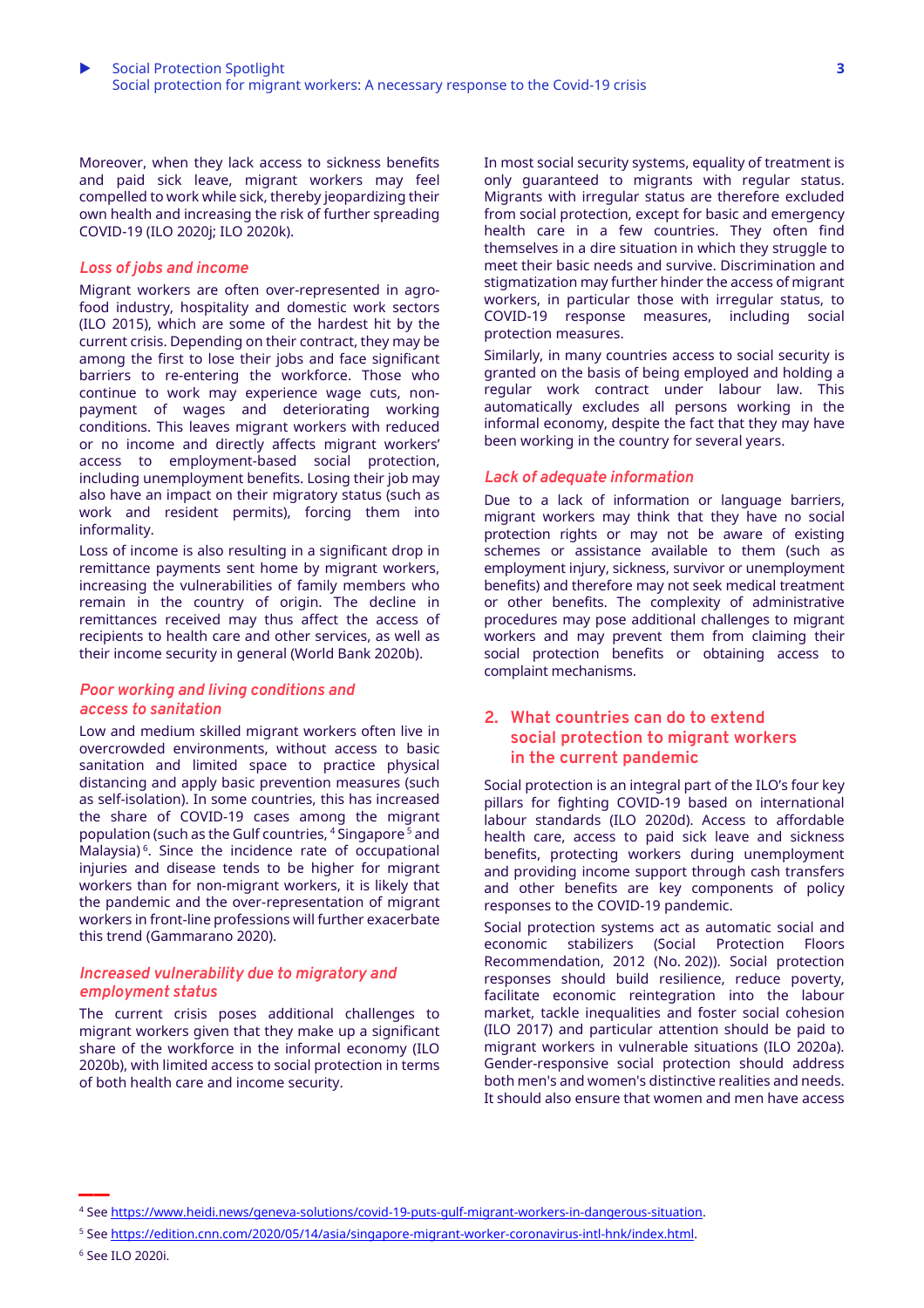Moreover, when they lack access to sickness benefits and paid sick leave, migrant workers may feel compelled to work while sick, thereby jeopardizing their own health and increasing the risk of further spreading COVID-19 (ILO 2020j; ILO 2020k).

### *Loss of jobs and income*

Migrant workers are often over-represented in agro-food industry, hospitality and domestic work sectors (ILO 2015), which are some of the hardest hit by the current crisis. Depending on their contract, they may be among the first to lose their jobs and face significant barriers to re-entering the workforce. Those who continue to work may experience wage cuts, non-payment of wages and deteriorating working conditions. This leaves migrant workers with reduced or no income and directly affects migrant workers' access to employment-based social protection, including unemployment benefits. Losing their job may also have an impact on their migratory status (such as work and resident permits), forcing them into informality.

Loss of income is also resulting in a significant drop in remittance payments sent home by migrant workers, increasing the vulnerabilities of family members who remain in the country of origin. The decline in remittances received may thus affect the access of recipients to health care and other services, as well as their income security in general (World Bank 2020b).

### *Poor working and living conditions and access to sanitation*

Low and medium skilled migrant workers often live in overcrowded environments, without access to basic sanitation and limited space to practice physical distancing and apply basic prevention measures (such as self-isolation). In some countries, this has increased the share of COVID-19 cases among the migrant population (such as the Gulf countries, [4] Singapore [5] and Malaysia) [6]. Since the incidence rate of occupational injuries and disease tends to be higher for migrant workers than for non-migrant workers, it is likely that the pandemic and the over-representation of migrant workers in front-line professions will further exacerbate this trend (Gammarano 2020).

### *Increased vulnerability due to migratory and employment status*

The current crisis poses additional challenges to migrant workers given that they make up a significant share of the workforce in the informal economy (ILO 2020b), with limited access to social protection in terms of both health care and income security.

In most social security systems, equality of treatment is only guaranteed to migrants with regular status. Migrants with irregular status are therefore excluded from social protection, except for basic and emergency health care in a few countries. They often find themselves in a dire situation in which they struggle to meet their basic needs and survive. Discrimination and stigmatization may further hinder the access of migrant workers, in particular those with irregular status, to COVID-19 response measures, including social protection measures.

Similarly, in many countries access to social security is granted on the basis of being employed and holding a regular work contract under labour law. This automatically excludes all persons working in the informal economy, despite the fact that they may have been working in the country for several years.

### *Lack of adequate information*

Due to a lack of information or language barriers, migrant workers may think that they have no social protection rights or may not be aware of existing schemes or assistance available to them (such as employment injury, sickness, survivor or unemployment benefits) and therefore may not seek medical treatment or other benefits. The complexity of administrative procedures may pose additional challenges to migrant workers and may prevent them from claiming their social protection benefits or obtaining access to complaint mechanisms.

## 2. What countries can do to extend social protection to migrant workers in the current pandemic

Social protection is an integral part of the ILO's four key pillars for fighting COVID-19 based on international labour standards (ILO 2020d). Access to affordable health care, access to paid sick leave and sickness benefits, protecting workers during unemployment and providing income support through cash transfers and other benefits are key components of policy responses to the COVID-19 pandemic.

Social protection systems act as automatic social and economic stabilizers (Social Protection Floors Recommendation, 2012 (No. 202)). Social protection responses should build resilience, reduce poverty, facilitate economic reintegration into the labour market, tackle inequalities and foster social cohesion (ILO 2017) and particular attention should be paid to migrant workers in vulnerable situations (ILO 2020a). Gender-responsive social protection should address both men's and women's distinctive realities and needs. It should also ensure that women and men have access

---

[4] See https://www.heidi.news/geneva-solutions/covid-19-puts-gulf-migrant-workers-in-dangerous-situation.

[5] See https://edition.cnn.com/2020/05/14/asia/singapore-migrant-worker-coronavirus-intl-hnk/index.html.

[6] See ILO 2020i.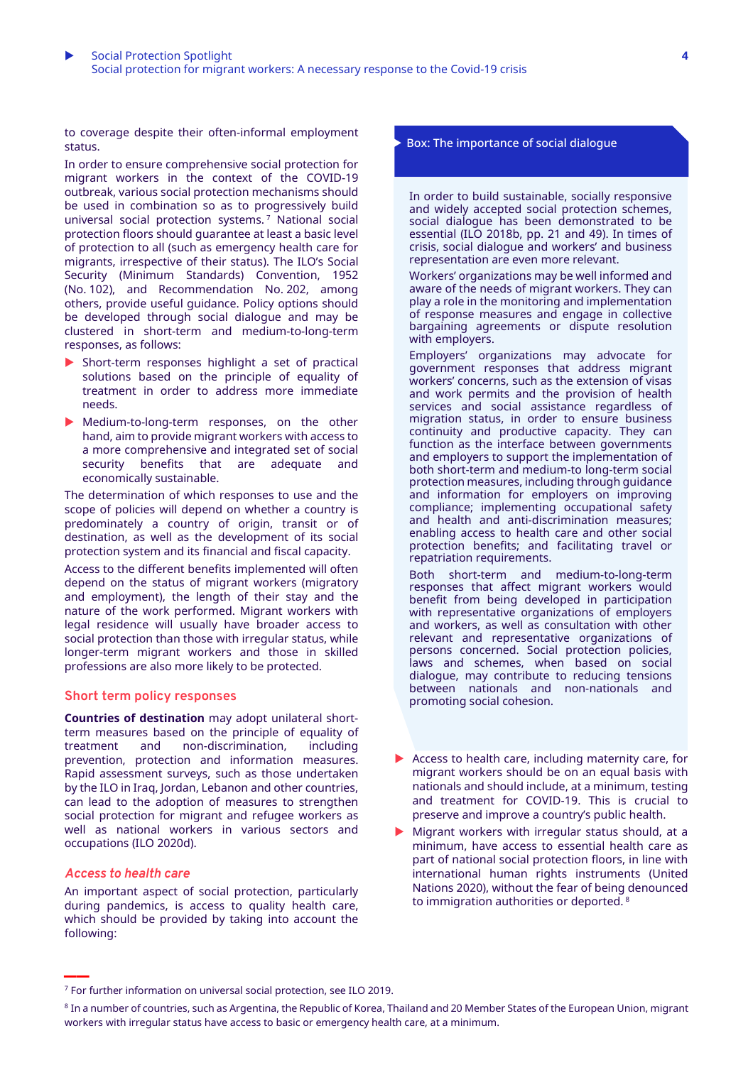to coverage despite their often-informal employment status.

In order to ensure comprehensive social protection for migrant workers in the context of the COVID-19 outbreak, various social protection mechanisms should be used in combination so as to progressively build universal social protection systems.[7] National social protection floors should guarantee at least a basic level of protection to all (such as emergency health care for migrants, irrespective of their status). The ILO's Social Security (Minimum Standards) Convention, 1952 (No. 102), and Recommendation No. 202, among others, provide useful guidance. Policy options should be developed through social dialogue and may be clustered in short-term and medium-to-long-term responses, as follows:

- Short-term responses highlight a set of practical solutions based on the principle of equality of treatment in order to address more immediate needs.
- Medium-to-long-term responses, on the other hand, aim to provide migrant workers with access to a more comprehensive and integrated set of social security benefits that are adequate and economically sustainable.

The determination of which responses to use and the scope of policies will depend on whether a country is predominately a country of origin, transit or of destination, as well as the development of its social protection system and its financial and fiscal capacity.

Access to the different benefits implemented will often depend on the status of migrant workers (migratory and employment), the length of their stay and the nature of the work performed. Migrant workers with legal residence will usually have broader access to social protection than those with irregular status, while longer-term migrant workers and those in skilled professions are also more likely to be protected.

## Short term policy responses

**Countries of destination** may adopt unilateral short-term measures based on the principle of equality of treatment and non-discrimination, including prevention, protection and information measures. Rapid assessment surveys, such as those undertaken by the ILO in Iraq, Jordan, Lebanon and other countries, can lead to the adoption of measures to strengthen social protection for migrant and refugee workers as well as national workers in various sectors and occupations (ILO 2020d).

### *Access to health care*

An important aspect of social protection, particularly during pandemics, is access to quality health care, which should be provided by taking into account the following:

- Access to health care, including maternity care, for migrant workers should be on an equal basis with nationals and should include, at a minimum, testing and treatment for COVID-19. This is crucial to preserve and improve a country's public health.
- Migrant workers with irregular status should, at a minimum, have access to essential health care as part of national social protection floors, in line with international human rights instruments (United Nations 2020), without the fear of being denounced to immigration authorities or deported.[8]

> **Box: The importance of social dialogue**
>
> In order to build sustainable, socially responsive and widely accepted social protection schemes, social dialogue has been demonstrated to be essential (ILO 2018b, pp. 21 and 49). In times of crisis, social dialogue and workers' and business representation are even more relevant.
>
> Workers' organizations may be well informed and aware of the needs of migrant workers. They can play a role in the monitoring and implementation of response measures and engage in collective bargaining agreements or dispute resolution with employers.
>
> Employers' organizations may advocate for government responses that address migrant workers' concerns, such as the extension of visas and work permits and the provision of health services and social assistance regardless of migration status, in order to ensure business continuity and productive capacity. They can function as the interface between governments and employers to support the implementation of both short-term and medium-to long-term social protection measures, including through guidance and information for employers on improving compliance; implementing occupational safety and health and anti-discrimination measures; enabling access to health care and other social protection benefits; and facilitating travel or repatriation requirements.
>
> Both short-term and medium-to-long-term responses that affect migrant workers would benefit from being developed in participation with representative organizations of employers and workers, as well as consultation with other relevant and representative organizations of persons concerned. Social protection policies, laws and schemes, when based on social dialogue, may contribute to reducing tensions between nationals and non-nationals and promoting social cohesion.

---

[7] For further information on universal social protection, see ILO 2019.

[8] In a number of countries, such as Argentina, the Republic of Korea, Thailand and 20 Member States of the European Union, migrant workers with irregular status have access to basic or emergency health care, at a minimum.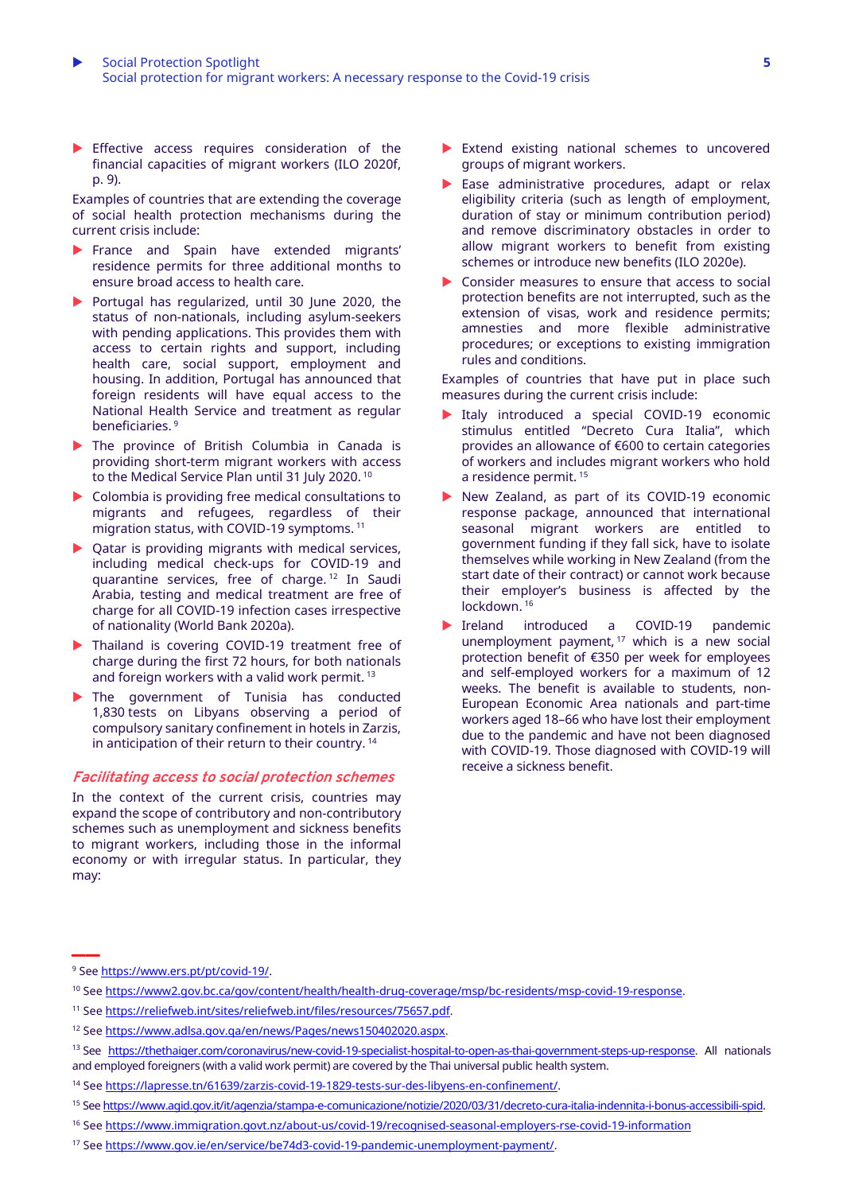- Effective access requires consideration of the financial capacities of migrant workers (ILO 2020f, p. 9).

Examples of countries that are extending the coverage of social health protection mechanisms during the current crisis include:

- France and Spain have extended migrants' residence permits for three additional months to ensure broad access to health care.
- Portugal has regularized, until 30 June 2020, the status of non-nationals, including asylum-seekers with pending applications. This provides them with access to certain rights and support, including health care, social support, employment and housing. In addition, Portugal has announced that foreign residents will have equal access to the National Health Service and treatment as regular beneficiaries.[9]
- The province of British Columbia in Canada is providing short-term migrant workers with access to the Medical Service Plan until 31 July 2020.[10]
- Colombia is providing free medical consultations to migrants and refugees, regardless of their migration status, with COVID-19 symptoms.[11]
- Qatar is providing migrants with medical services, including medical check-ups for COVID-19 and quarantine services, free of charge.[12] In Saudi Arabia, testing and medical treatment are free of charge for all COVID-19 infection cases irrespective of nationality (World Bank 2020a).
- Thailand is covering COVID-19 treatment free of charge during the first 72 hours, for both nationals and foreign workers with a valid work permit.[13]
- The government of Tunisia has conducted 1,830 tests on Libyans observing a period of compulsory sanitary confinement in hotels in Zarzis, in anticipation of their return to their country.[14]

### *Facilitating access to social protection schemes*

In the context of the current crisis, countries may expand the scope of contributory and non-contributory schemes such as unemployment and sickness benefits to migrant workers, including those in the informal economy or with irregular status. In particular, they may:

- Extend existing national schemes to uncovered groups of migrant workers.
- Ease administrative procedures, adapt or relax eligibility criteria (such as length of employment, duration of stay or minimum contribution period) and remove discriminatory obstacles in order to allow migrant workers to benefit from existing schemes or introduce new benefits (ILO 2020e).
- Consider measures to ensure that access to social protection benefits are not interrupted, such as the extension of visas, work and residence permits; amnesties and more flexible administrative procedures; or exceptions to existing immigration rules and conditions.

Examples of countries that have put in place such measures during the current crisis include:

- Italy introduced a special COVID-19 economic stimulus entitled "Decreto Cura Italia", which provides an allowance of €600 to certain categories of workers and includes migrant workers who hold a residence permit.[15]
- New Zealand, as part of its COVID-19 economic response package, announced that international seasonal migrant workers are entitled to government funding if they fall sick, have to isolate themselves while working in New Zealand (from the start date of their contract) or cannot work because their employer's business is affected by the lockdown.[16]
- Ireland introduced a COVID-19 pandemic unemployment payment,[17] which is a new social protection benefit of €350 per week for employees and self-employed workers for a maximum of 12 weeks. The benefit is available to students, non-European Economic Area nationals and part-time workers aged 18–66 who have lost their employment due to the pandemic and have not been diagnosed with COVID-19. Those diagnosed with COVID-19 will receive a sickness benefit.

---

[9] See https://www.ers.pt/pt/covid-19/.

[10] See https://www2.gov.bc.ca/gov/content/health/health-drug-coverage/msp/bc-residents/msp-covid-19-response.

[11] See https://reliefweb.int/sites/reliefweb.int/files/resources/75657.pdf.

[12] See https://www.adlsa.gov.qa/en/news/Pages/news150402020.aspx.

[13] See https://thethaiger.com/coronavirus/new-covid-19-specialist-hospital-to-open-as-thai-government-steps-up-response. All nationals and employed foreigners (with a valid work permit) are covered by the Thai universal public health system.

[14] See https://lapresse.tn/61639/zarzis-covid-19-1829-tests-sur-des-libyens-en-confinement/.

[15] See https://www.agid.gov.it/it/agenzia/stampa-e-comunicazione/notizie/2020/03/31/decreto-cura-italia-indennita-i-bonus-accessibili-spid.

[16] See https://www.immigration.govt.nz/about-us/covid-19/recognised-seasonal-employers-rse-covid-19-information

[17] See https://www.gov.ie/en/service/be74d3-covid-19-pandemic-unemployment-payment/.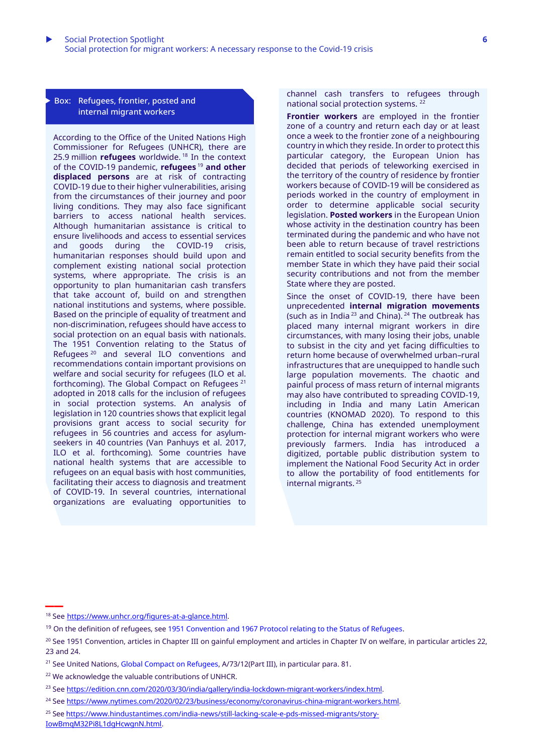## Box: Refugees, frontier, posted and internal migrant workers

According to the Office of the United Nations High Commissioner for Refugees (UNHCR), there are 25.9 million **refugees** worldwide.[18] In the context of the COVID-19 pandemic, **refugees**[19] **and other displaced persons** are at risk of contracting COVID-19 due to their higher vulnerabilities, arising from the circumstances of their journey and poor living conditions. They may also face significant barriers to access national health services. Although humanitarian assistance is critical to ensure livelihoods and access to essential services and goods during the COVID-19 crisis, humanitarian responses should build upon and complement existing national social protection systems, where appropriate. The crisis is an opportunity to plan humanitarian cash transfers that take account of, build on and strengthen national institutions and systems, where possible. Based on the principle of equality of treatment and non-discrimination, refugees should have access to social protection on an equal basis with nationals. The 1951 Convention relating to the Status of Refugees[20] and several ILO conventions and recommendations contain important provisions on welfare and social security for refugees (ILO et al. forthcoming). The Global Compact on Refugees[21] adopted in 2018 calls for the inclusion of refugees in social protection systems. An analysis of legislation in 120 countries shows that explicit legal provisions grant access to social security for refugees in 56 countries and access for asylum-seekers in 40 countries (Van Panhuys et al. 2017, ILO et al. forthcoming). Some countries have national health systems that are accessible to refugees on an equal basis with host communities, facilitating their access to diagnosis and treatment of COVID-19. In several countries, international organizations are evaluating opportunities to channel cash transfers to refugees through national social protection systems.[22]

**Frontier workers** are employed in the frontier zone of a country and return each day or at least once a week to the frontier zone of a neighbouring country in which they reside. In order to protect this particular category, the European Union has decided that periods of teleworking exercised in the territory of the country of residence by frontier workers because of COVID-19 will be considered as periods worked in the country of employment in order to determine applicable social security legislation. **Posted workers** in the European Union whose activity in the destination country has been terminated during the pandemic and who have not been able to return because of travel restrictions remain entitled to social security benefits from the member State in which they have paid their social security contributions and not from the member State where they are posted.

Since the onset of COVID-19, there have been unprecedented **internal migration movements** (such as in India[23] and China).[24] The outbreak has placed many internal migrant workers in dire circumstances, with many losing their jobs, unable to subsist in the city and yet facing difficulties to return home because of overwhelmed urban–rural infrastructures that are unequipped to handle such large population movements. The chaotic and painful process of mass return of internal migrants may also have contributed to spreading COVID-19, including in India and many Latin American countries (KNOMAD 2020). To respond to this challenge, China has extended unemployment protection for internal migrant workers who were previously farmers. India has introduced a digitized, portable public distribution system to implement the National Food Security Act in order to allow the portability of food entitlements for internal migrants.[25]

---

[18] See https://www.unhcr.org/figures-at-a-glance.html.

[19] On the definition of refugees, see 1951 Convention and 1967 Protocol relating to the Status of Refugees.

[20] See 1951 Convention, articles in Chapter III on gainful employment and articles in Chapter IV on welfare, in particular articles 22, 23 and 24.

[21] See United Nations, Global Compact on Refugees, A/73/12(Part III), in particular para. 81.

[22] We acknowledge the valuable contributions of UNHCR.

[23] See https://edition.cnn.com/2020/03/30/india/gallery/india-lockdown-migrant-workers/index.html.

[24] See https://www.nytimes.com/2020/02/23/business/economy/coronavirus-china-migrant-workers.html.

[25] See https://www.hindustantimes.com/india-news/still-lacking-scale-e-pds-missed-migrants/story-IowBmqM32Pi8L1dgHcwgnN.html.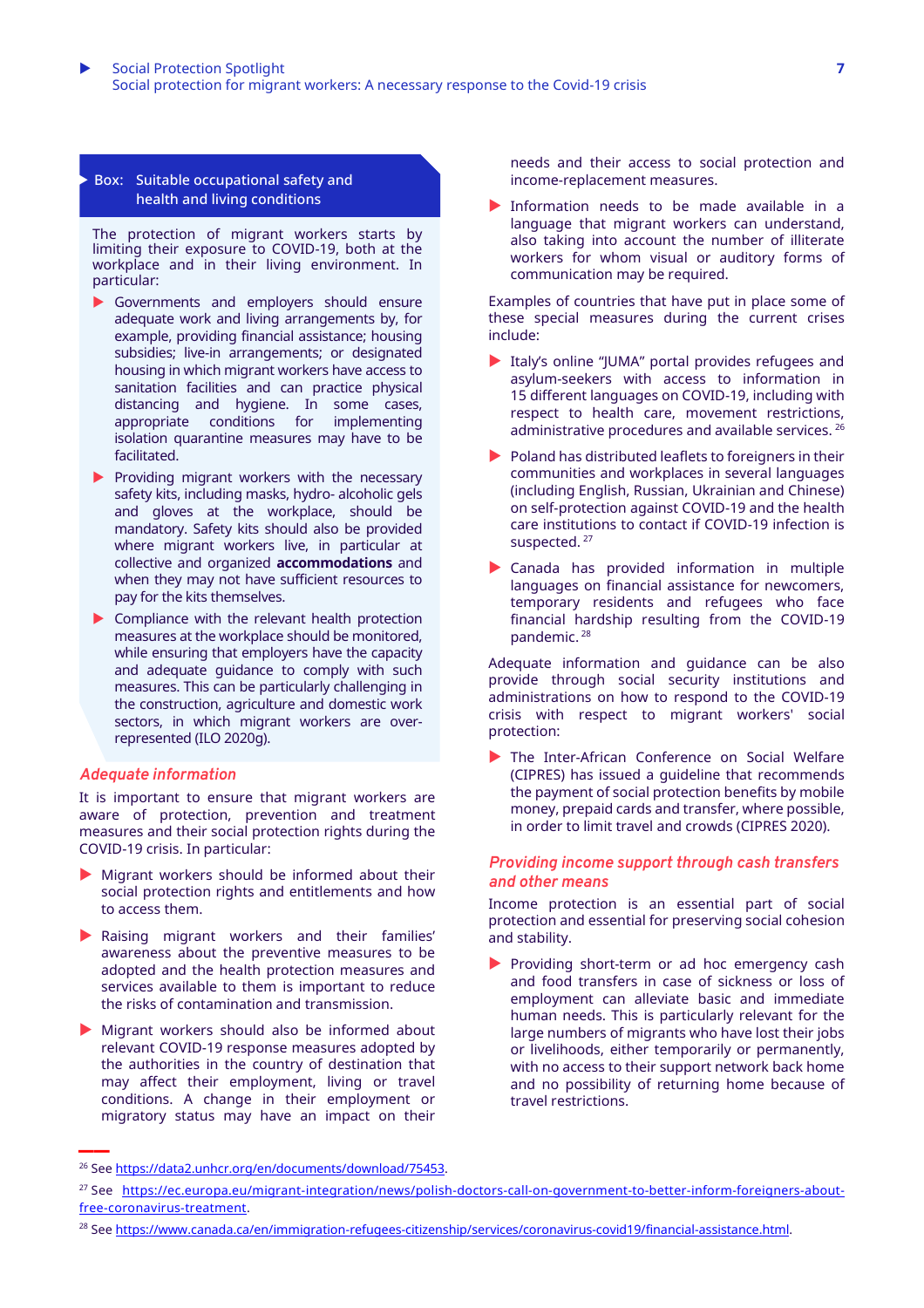**Box: Suitable occupational safety and health and living conditions**

The protection of migrant workers starts by limiting their exposure to COVID-19, both at the workplace and in their living environment. In particular:

- Governments and employers should ensure adequate work and living arrangements by, for example, providing financial assistance; housing subsidies; live-in arrangements; or designated housing in which migrant workers have access to sanitation facilities and can practice physical distancing and hygiene. In some cases, appropriate conditions for implementing isolation quarantine measures may have to be facilitated.
- Providing migrant workers with the necessary safety kits, including masks, hydro- alcoholic gels and gloves at the workplace, should be mandatory. Safety kits should also be provided where migrant workers live, in particular at collective and organized **accommodations** and when they may not have sufficient resources to pay for the kits themselves.
- Compliance with the relevant health protection measures at the workplace should be monitored, while ensuring that employers have the capacity and adequate guidance to comply with such measures. This can be particularly challenging in the construction, agriculture and domestic work sectors, in which migrant workers are over-represented (ILO 2020g).

### *Adequate information*

It is important to ensure that migrant workers are aware of protection, prevention and treatment measures and their social protection rights during the COVID-19 crisis. In particular:

- Migrant workers should be informed about their social protection rights and entitlements and how to access them.
- Raising migrant workers and their families' awareness about the preventive measures to be adopted and the health protection measures and services available to them is important to reduce the risks of contamination and transmission.
- Migrant workers should also be informed about relevant COVID-19 response measures adopted by the authorities in the country of destination that may affect their employment, living or travel conditions. A change in their employment or migratory status may have an impact on their needs and their access to social protection and income-replacement measures.
- Information needs to be made available in a language that migrant workers can understand, also taking into account the number of illiterate workers for whom visual or auditory forms of communication may be required.

Examples of countries that have put in place some of these special measures during the current crises include:

- Italy's online "JUMA" portal provides refugees and asylum-seekers with access to information in 15 different languages on COVID-19, including with respect to health care, movement restrictions, administrative procedures and available services. [26]
- Poland has distributed leaflets to foreigners in their communities and workplaces in several languages (including English, Russian, Ukrainian and Chinese) on self-protection against COVID-19 and the health care institutions to contact if COVID-19 infection is suspected. [27]
- Canada has provided information in multiple languages on financial assistance for newcomers, temporary residents and refugees who face financial hardship resulting from the COVID-19 pandemic. [28]

Adequate information and guidance can be also provide through social security institutions and administrations on how to respond to the COVID-19 crisis with respect to migrant workers' social protection:

- The Inter-African Conference on Social Welfare (CIPRES) has issued a guideline that recommends the payment of social protection benefits by mobile money, prepaid cards and transfer, where possible, in order to limit travel and crowds (CIPRES 2020).

### *Providing income support through cash transfers and other means*

Income protection is an essential part of social protection and essential for preserving social cohesion and stability.

- Providing short-term or ad hoc emergency cash and food transfers in case of sickness or loss of employment can alleviate basic and immediate human needs. This is particularly relevant for the large numbers of migrants who have lost their jobs or livelihoods, either temporarily or permanently, with no access to their support network back home and no possibility of returning home because of travel restrictions.

---

[26] See https://data2.unhcr.org/en/documents/download/75453.

[27] See https://ec.europa.eu/migrant-integration/news/polish-doctors-call-on-government-to-better-inform-foreigners-about-free-coronavirus-treatment.

[28] See https://www.canada.ca/en/immigration-refugees-citizenship/services/coronavirus-covid19/financial-assistance.html.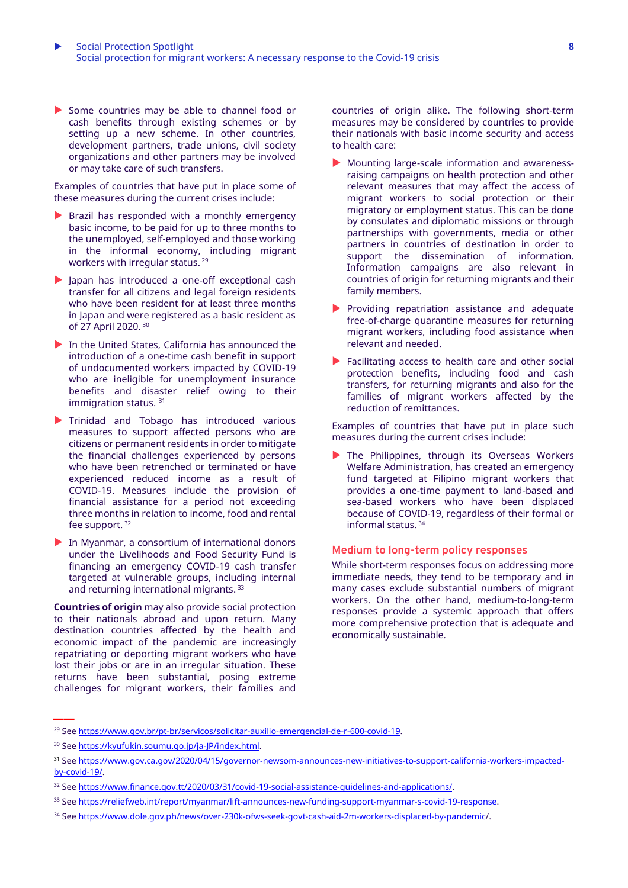- Some countries may be able to channel food or cash benefits through existing schemes or by setting up a new scheme. In other countries, development partners, trade unions, civil society organizations and other partners may be involved or may take care of such transfers.

Examples of countries that have put in place some of these measures during the current crises include:

- Brazil has responded with a monthly emergency basic income, to be paid for up to three months to the unemployed, self-employed and those working in the informal economy, including migrant workers with irregular status.[29]
- Japan has introduced a one-off exceptional cash transfer for all citizens and legal foreign residents who have been resident for at least three months in Japan and were registered as a basic resident as of 27 April 2020.[30]
- In the United States, California has announced the introduction of a one-time cash benefit in support of undocumented workers impacted by COVID-19 who are ineligible for unemployment insurance benefits and disaster relief owing to their immigration status.[31]
- Trinidad and Tobago has introduced various measures to support affected persons who are citizens or permanent residents in order to mitigate the financial challenges experienced by persons who have been retrenched or terminated or have experienced reduced income as a result of COVID-19. Measures include the provision of financial assistance for a period not exceeding three months in relation to income, food and rental fee support.[32]
- In Myanmar, a consortium of international donors under the Livelihoods and Food Security Fund is financing an emergency COVID-19 cash transfer targeted at vulnerable groups, including internal and returning international migrants.[33]

**Countries of origin** may also provide social protection to their nationals abroad and upon return. Many destination countries affected by the health and economic impact of the pandemic are increasingly repatriating or deporting migrant workers who have lost their jobs or are in an irregular situation. These returns have been substantial, posing extreme challenges for migrant workers, their families and countries of origin alike. The following short-term measures may be considered by countries to provide their nationals with basic income security and access to health care:

- Mounting large-scale information and awareness-raising campaigns on health protection and other relevant measures that may affect the access of migrant workers to social protection or their migratory or employment status. This can be done by consulates and diplomatic missions or through partnerships with governments, media or other partners in countries of destination in order to support the dissemination of information. Information campaigns are also relevant in countries of origin for returning migrants and their family members.
- Providing repatriation assistance and adequate free-of-charge quarantine measures for returning migrant workers, including food assistance when relevant and needed.
- Facilitating access to health care and other social protection benefits, including food and cash transfers, for returning migrants and also for the families of migrant workers affected by the reduction of remittances.

Examples of countries that have put in place such measures during the current crises include:

- The Philippines, through its Overseas Workers Welfare Administration, has created an emergency fund targeted at Filipino migrant workers that provides a one-time payment to land-based and sea-based workers who have been displaced because of COVID-19, regardless of their formal or informal status.[34]

### Medium to long-term policy responses

While short-term responses focus on addressing more immediate needs, they tend to be temporary and in many cases exclude substantial numbers of migrant workers. On the other hand, medium-to-long-term responses provide a systemic approach that offers more comprehensive protection that is adequate and economically sustainable.

---

[29] See https://www.gov.br/pt-br/servicos/solicitar-auxilio-emergencial-de-r-600-covid-19.

[30] See https://kyufukin.soumu.go.jp/ja-JP/index.html.

[31] See https://www.gov.ca.gov/2020/04/15/governor-newsom-announces-new-initiatives-to-support-california-workers-impacted-by-covid-19/.

[32] See https://www.finance.gov.tt/2020/03/31/covid-19-social-assistance-guidelines-and-applications/.

[33] See https://reliefweb.int/report/myanmar/lift-announces-new-funding-support-myanmar-s-covid-19-response.

[34] See https://www.dole.gov.ph/news/over-230k-ofws-seek-govt-cash-aid-2m-workers-displaced-by-pandemic/.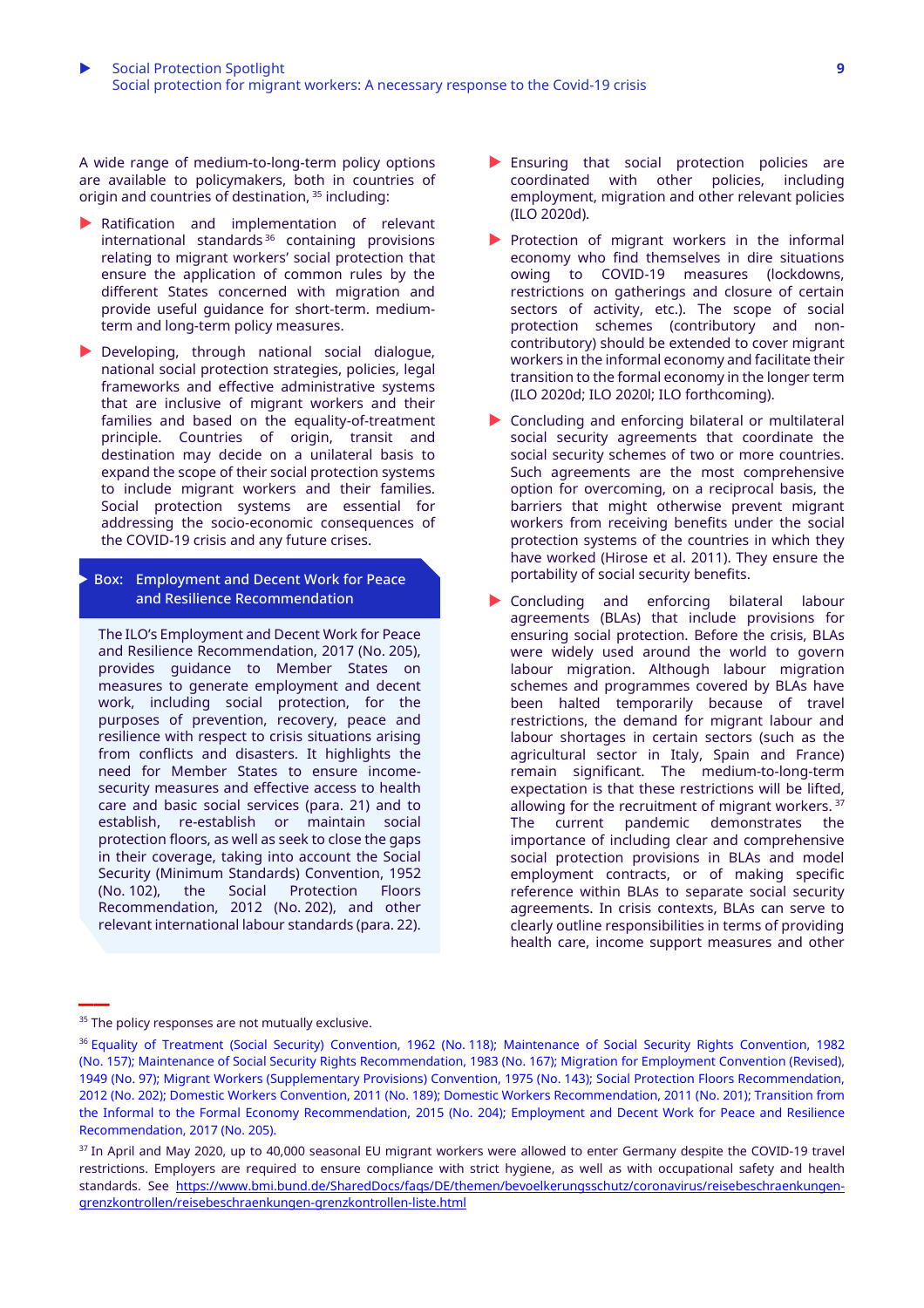A wide range of medium-to-long-term policy options are available to policymakers, both in countries of origin and countries of destination, [35] including:

- Ratification and implementation of relevant international standards [36] containing provisions relating to migrant workers' social protection that ensure the application of common rules by the different States concerned with migration and provide useful guidance for short-term. medium-term and long-term policy measures.
- Developing, through national social dialogue, national social protection strategies, policies, legal frameworks and effective administrative systems that are inclusive of migrant workers and their families and based on the equality-of-treatment principle. Countries of origin, transit and destination may decide on a unilateral basis to expand the scope of their social protection systems to include migrant workers and their families. Social protection systems are essential for addressing the socio-economic consequences of the COVID-19 crisis and any future crises.

> **Box: Employment and Decent Work for Peace and Resilience Recommendation**
>
> The ILO's Employment and Decent Work for Peace and Resilience Recommendation, 2017 (No. 205), provides guidance to Member States on measures to generate employment and decent work, including social protection, for the purposes of prevention, recovery, peace and resilience with respect to crisis situations arising from conflicts and disasters. It highlights the need for Member States to ensure income-security measures and effective access to health care and basic social services (para. 21) and to establish, re-establish or maintain social protection floors, as well as seek to close the gaps in their coverage, taking into account the Social Security (Minimum Standards) Convention, 1952 (No. 102), the Social Protection Floors Recommendation, 2012 (No. 202), and other relevant international labour standards (para. 22).

- Ensuring that social protection policies are coordinated with other policies, including employment, migration and other relevant policies (ILO 2020d).
- Protection of migrant workers in the informal economy who find themselves in dire situations owing to COVID-19 measures (lockdowns, restrictions on gatherings and closure of certain sectors of activity, etc.). The scope of social protection schemes (contributory and non-contributory) should be extended to cover migrant workers in the informal economy and facilitate their transition to the formal economy in the longer term (ILO 2020d; ILO 2020l; ILO forthcoming).
- Concluding and enforcing bilateral or multilateral social security agreements that coordinate the social security schemes of two or more countries. Such agreements are the most comprehensive option for overcoming, on a reciprocal basis, the barriers that might otherwise prevent migrant workers from receiving benefits under the social protection systems of the countries in which they have worked (Hirose et al. 2011). They ensure the portability of social security benefits.
- Concluding and enforcing bilateral labour agreements (BLAs) that include provisions for ensuring social protection. Before the crisis, BLAs were widely used around the world to govern labour migration. Although labour migration schemes and programmes covered by BLAs have been halted temporarily because of travel restrictions, the demand for migrant labour and labour shortages in certain sectors (such as the agricultural sector in Italy, Spain and France) remain significant. The medium-to-long-term expectation is that these restrictions will be lifted, allowing for the recruitment of migrant workers. [37] The current pandemic demonstrates the importance of including clear and comprehensive social protection provisions in BLAs and model employment contracts, or of making specific reference within BLAs to separate social security agreements. In crisis contexts, BLAs can serve to clearly outline responsibilities in terms of providing health care, income support measures and other

---

[35] The policy responses are not mutually exclusive.

[36] Equality of Treatment (Social Security) Convention, 1962 (No. 118); Maintenance of Social Security Rights Convention, 1982 (No. 157); Maintenance of Social Security Rights Recommendation, 1983 (No. 167); Migration for Employment Convention (Revised), 1949 (No. 97); Migrant Workers (Supplementary Provisions) Convention, 1975 (No. 143); Social Protection Floors Recommendation, 2012 (No. 202); Domestic Workers Convention, 2011 (No. 189); Domestic Workers Recommendation, 2011 (No. 201); Transition from the Informal to the Formal Economy Recommendation, 2015 (No. 204); Employment and Decent Work for Peace and Resilience Recommendation, 2017 (No. 205).

[37] In April and May 2020, up to 40,000 seasonal EU migrant workers were allowed to enter Germany despite the COVID-19 travel restrictions. Employers are required to ensure compliance with strict hygiene, as well as with occupational safety and health standards. See https://www.bmi.bund.de/SharedDocs/faqs/DE/themen/bevoelkerungsschutz/coronavirus/reisebeschraenkungen-grenzkontrollen/reisebeschraenkungen-grenzkontrollen-liste.html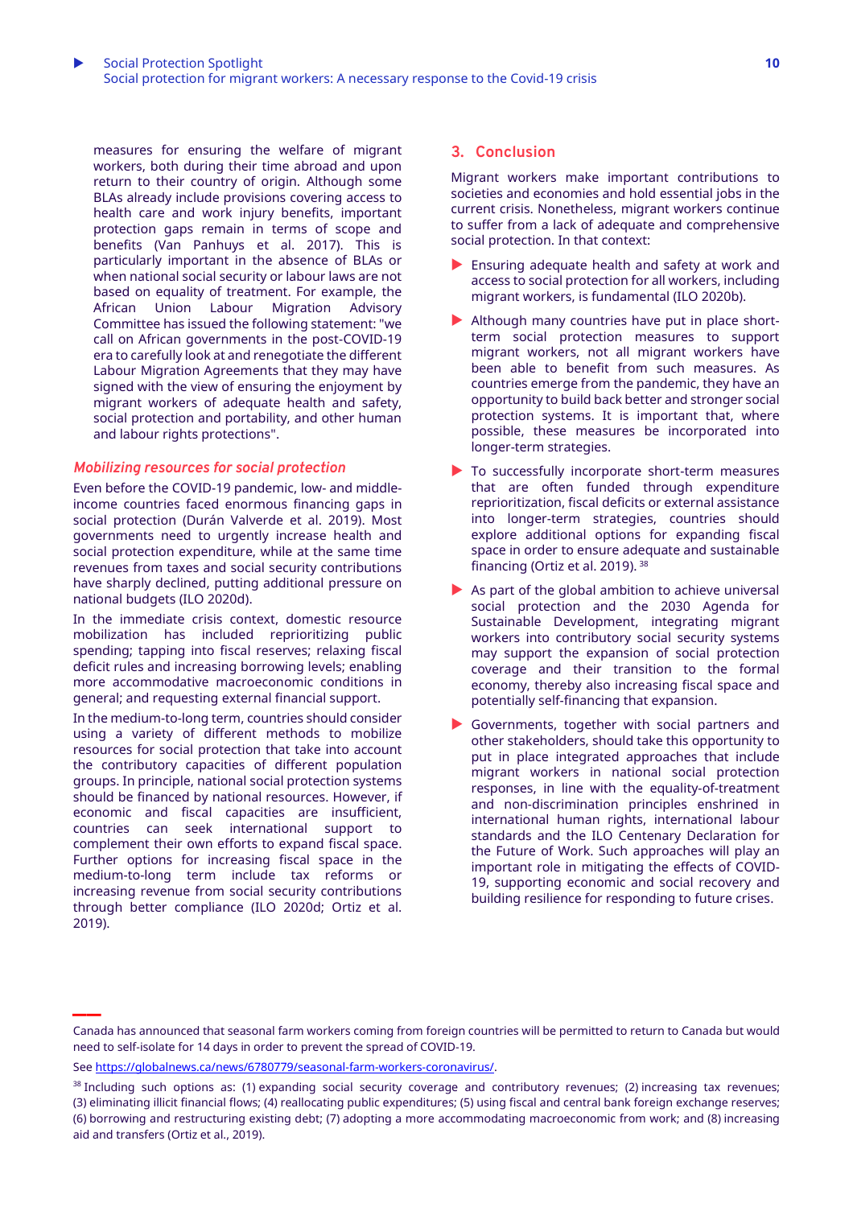measures for ensuring the welfare of migrant workers, both during their time abroad and upon return to their country of origin. Although some BLAs already include provisions covering access to health care and work injury benefits, important protection gaps remain in terms of scope and benefits (Van Panhuys et al. 2017). This is particularly important in the absence of BLAs or when national social security or labour laws are not based on equality of treatment. For example, the African Union Labour Migration Advisory Committee has issued the following statement: "we call on African governments in the post-COVID-19 era to carefully look at and renegotiate the different Labour Migration Agreements that they may have signed with the view of ensuring the enjoyment by migrant workers of adequate health and safety, social protection and portability, and other human and labour rights protections".

### *Mobilizing resources for social protection*

Even before the COVID-19 pandemic, low- and middle-income countries faced enormous financing gaps in social protection (Durán Valverde et al. 2019). Most governments need to urgently increase health and social protection expenditure, while at the same time revenues from taxes and social security contributions have sharply declined, putting additional pressure on national budgets (ILO 2020d).

In the immediate crisis context, domestic resource mobilization has included reprioritizing public spending; tapping into fiscal reserves; relaxing fiscal deficit rules and increasing borrowing levels; enabling more accommodative macroeconomic conditions in general; and requesting external financial support.

In the medium-to-long term, countries should consider using a variety of different methods to mobilize resources for social protection that take into account the contributory capacities of different population groups. In principle, national social protection systems should be financed by national resources. However, if economic and fiscal capacities are insufficient, countries can seek international support to complement their own efforts to expand fiscal space. Further options for increasing fiscal space in the medium-to-long term include tax reforms or increasing revenue from social security contributions through better compliance (ILO 2020d; Ortiz et al. 2019).

## 3. Conclusion

Migrant workers make important contributions to societies and economies and hold essential jobs in the current crisis. Nonetheless, migrant workers continue to suffer from a lack of adequate and comprehensive social protection. In that context:

- Ensuring adequate health and safety at work and access to social protection for all workers, including migrant workers, is fundamental (ILO 2020b).
- Although many countries have put in place short-term social protection measures to support migrant workers, not all migrant workers have been able to benefit from such measures. As countries emerge from the pandemic, they have an opportunity to build back better and stronger social protection systems. It is important that, where possible, these measures be incorporated into longer-term strategies.
- To successfully incorporate short-term measures that are often funded through expenditure reprioritization, fiscal deficits or external assistance into longer-term strategies, countries should explore additional options for expanding fiscal space in order to ensure adequate and sustainable financing (Ortiz et al. 2019).[38]
- As part of the global ambition to achieve universal social protection and the 2030 Agenda for Sustainable Development, integrating migrant workers into contributory social security systems may support the expansion of social protection coverage and their transition to the formal economy, thereby also increasing fiscal space and potentially self-financing that expansion.
- Governments, together with social partners and other stakeholders, should take this opportunity to put in place integrated approaches that include migrant workers in national social protection responses, in line with the equality-of-treatment and non-discrimination principles enshrined in international human rights, international labour standards and the ILO Centenary Declaration for the Future of Work. Such approaches will play an important role in mitigating the effects of COVID-19, supporting economic and social recovery and building resilience for responding to future crises.

---

Canada has announced that seasonal farm workers coming from foreign countries will be permitted to return to Canada but would need to self-isolate for 14 days in order to prevent the spread of COVID-19.

See https://globalnews.ca/news/6780779/seasonal-farm-workers-coronavirus/.

[38] Including such options as: (1) expanding social security coverage and contributory revenues; (2) increasing tax revenues; (3) eliminating illicit financial flows; (4) reallocating public expenditures; (5) using fiscal and central bank foreign exchange reserves; (6) borrowing and restructuring existing debt; (7) adopting a more accommodating macroeconomic from work; and (8) increasing aid and transfers (Ortiz et al., 2019).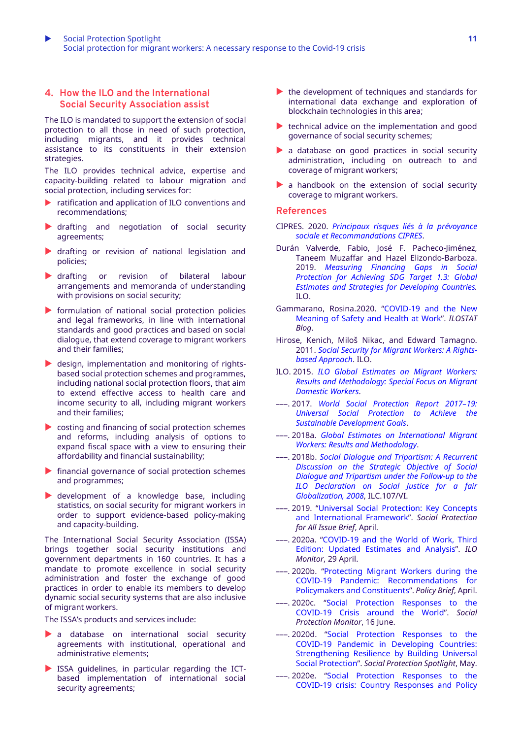## 4. How the ILO and the International Social Security Association assist

The ILO is mandated to support the extension of social protection to all those in need of such protection, including migrants, and it provides technical assistance to its constituents in their extension strategies.

The ILO provides technical advice, expertise and capacity-building related to labour migration and social protection, including services for:

- ratification and application of ILO conventions and recommendations;
- drafting and negotiation of social security agreements;
- drafting or revision of national legislation and policies;
- drafting or revision of bilateral labour arrangements and memoranda of understanding with provisions on social security;
- formulation of national social protection policies and legal frameworks, in line with international standards and good practices and based on social dialogue, that extend coverage to migrant workers and their families;
- design, implementation and monitoring of rights-based social protection schemes and programmes, including national social protection floors, that aim to extend effective access to health care and income security to all, including migrant workers and their families;
- costing and financing of social protection schemes and reforms, including analysis of options to expand fiscal space with a view to ensuring their affordability and financial sustainability;
- financial governance of social protection schemes and programmes;
- development of a knowledge base, including statistics, on social security for migrant workers in order to support evidence-based policy-making and capacity-building.

The International Social Security Association (ISSA) brings together social security institutions and government departments in 160 countries. It has a mandate to promote excellence in social security administration and foster the exchange of good practices in order to enable its members to develop dynamic social security systems that are also inclusive of migrant workers.

The ISSA's products and services include:

- a database on international social security agreements with institutional, operational and administrative elements;
- ISSA guidelines, in particular regarding the ICT-based implementation of international social security agreements;
- the development of techniques and standards for international data exchange and exploration of blockchain technologies in this area;
- technical advice on the implementation and good governance of social security schemes;
- a database on good practices in social security administration, including on outreach to and coverage of migrant workers;
- a handbook on the extension of social security coverage to migrant workers.

## References

CIPRES. 2020. *Principaux risques liés à la prévoyance sociale et Recommandations CIPRES*.

Durán Valverde, Fabio, José F. Pacheco-Jiménez, Taneem Muzaffar and Hazel Elizondo-Barboza. 2019. *Measuring Financing Gaps in Social Protection for Achieving SDG Target 1.3: Global Estimates and Strategies for Developing Countries.* ILO.

Gammarano, Rosina.2020. "COVID-19 and the New Meaning of Safety and Health at Work". *ILOSTAT Blog*.

Hirose, Kenich, Miloš Nikac, and Edward Tamagno. 2011. *Social Security for Migrant Workers: A Rights-based Approach*. ILO.

ILO. 2015. *ILO Global Estimates on Migrant Workers: Results and Methodology: Special Focus on Migrant Domestic Workers*.

–––. 2017. *World Social Protection Report 2017–19: Universal Social Protection to Achieve the Sustainable Development Goals*.

–––. 2018a. *Global Estimates on International Migrant Workers: Results and Methodology*.

–––. 2018b. *Social Dialogue and Tripartism: A Recurrent Discussion on the Strategic Objective of Social Dialogue and Tripartism under the Follow-up to the ILO Declaration on Social Justice for a fair Globalization, 2008*, ILC.107/VI.

–––. 2019. "Universal Social Protection: Key Concepts and International Framework". *Social Protection for All Issue Brief*, April.

–––. 2020a. "COVID-19 and the World of Work, Third Edition: Updated Estimates and Analysis". *ILO Monitor*, 29 April.

–––. 2020b. "Protecting Migrant Workers during the COVID-19 Pandemic: Recommendations for Policymakers and Constituents". *Policy Brief*, April.

–––. 2020c. "Social Protection Responses to the COVID-19 Crisis around the World". *Social Protection Monitor*, 16 June.

–––. 2020d. "Social Protection Responses to the COVID-19 Pandemic in Developing Countries: Strengthening Resilience by Building Universal Social Protection". *Social Protection Spotlight*, May.

–––. 2020e. "Social Protection Responses to the COVID-19 crisis: Country Responses and Policy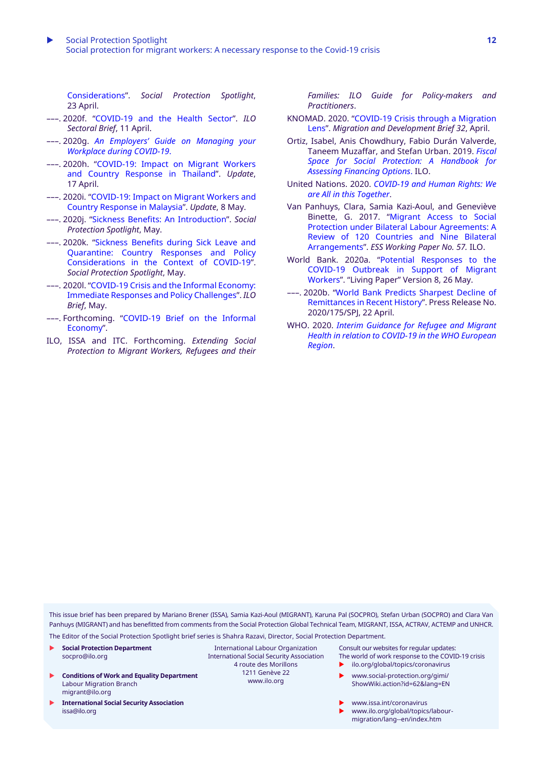Considerations". *Social Protection Spotlight*, 23 April.

–––. 2020f. "COVID-19 and the Health Sector". *ILO Sectoral Brief*, 11 April.

–––. 2020g. *An Employers' Guide on Managing your Workplace during COVID-19*.

–––. 2020h. "COVID-19: Impact on Migrant Workers and Country Response in Thailand". *Update*, 17 April.

–––. 2020i. "COVID-19: Impact on Migrant Workers and Country Response in Malaysia". *Update*, 8 May.

–––. 2020j. "Sickness Benefits: An Introduction". *Social Protection Spotlight*, May.

–––. 2020k. "Sickness Benefits during Sick Leave and Quarantine: Country Responses and Policy Considerations in the Context of COVID-19". *Social Protection Spotlight*, May.

–––. 2020l. "COVID-19 Crisis and the Informal Economy: Immediate Responses and Policy Challenges". *ILO Brief*, May.

–––. Forthcoming. "COVID-19 Brief on the Informal Economy".

ILO, ISSA and ITC. Forthcoming. *Extending Social Protection to Migrant Workers, Refugees and their Families: ILO Guide for Policy-makers and Practitioners*.

KNOMAD. 2020. "COVID-19 Crisis through a Migration Lens". *Migration and Development Brief 32*, April.

Ortiz, Isabel, Anis Chowdhury, Fabio Durán Valverde, Taneem Muzaffar, and Stefan Urban. 2019. *Fiscal Space for Social Protection: A Handbook for Assessing Financing Options*. ILO.

United Nations. 2020. *COVID-19 and Human Rights: We are All in this Together*.

Van Panhuys, Clara, Samia Kazi-Aoul, and Geneviève Binette, G. 2017. "Migrant Access to Social Protection under Bilateral Labour Agreements: A Review of 120 Countries and Nine Bilateral Arrangements". *ESS Working Paper No. 57*. ILO.

World Bank. 2020a. "Potential Responses to the COVID-19 Outbreak in Support of Migrant Workers". "Living Paper" Version 8, 26 May.

–––. 2020b. "World Bank Predicts Sharpest Decline of Remittances in Recent History". Press Release No. 2020/175/SPJ, 22 April.

WHO. 2020. *Interim Guidance for Refugee and Migrant Health in relation to COVID-19 in the WHO European Region*.

This issue brief has been prepared by Mariano Brener (ISSA), Samia Kazi-Aoul (MIGRANT), Karuna Pal (SOCPRO), Stefan Urban (SOCPRO) and Clara Van Panhuys (MIGRANT) and has benefitted from comments from the Social Protection Global Technical Team, MIGRANT, ISSA, ACTRAV, ACTEMP and UNHCR.

The Editor of the Social Protection Spotlight brief series is Shahra Razavi, Director, Social Protection Department.

- **Social Protection Department**
  socpro@ilo.org
- **Conditions of Work and Equality Department**
  Labour Migration Branch
  migrant@ilo.org
- **International Social Security Association**
  issa@ilo.org

International Labour Organization
International Social Security Association
4 route des Morillons
1211 Genève 22
www.ilo.org

Consult our websites for regular updates:
The world of work response to the COVID-19 crisis
- ilo.org/global/topics/coronavirus
- www.social-protection.org/gimi/ShowWiki.action?id=62&lang=EN
- www.issa.int/coronavirus
- www.ilo.org/global/topics/labour-migration/lang--en/index.htm